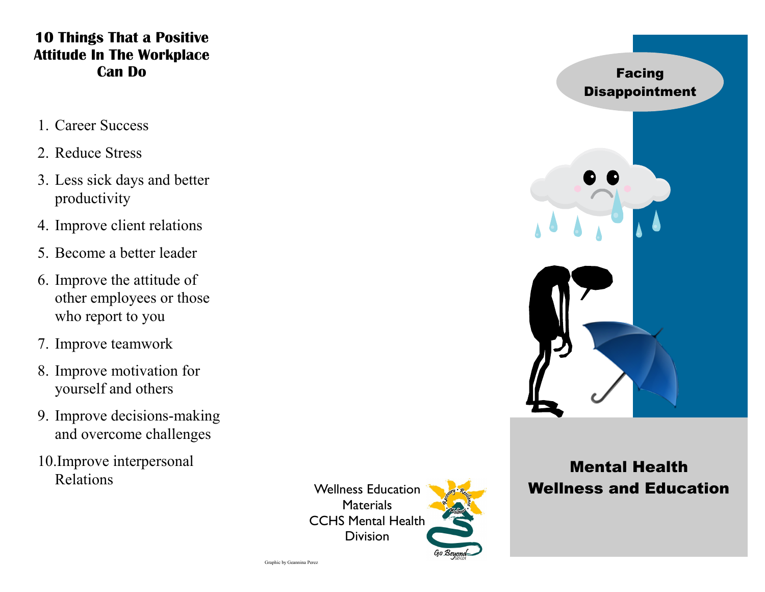## 10 Things That a Positive Attitude In The Workplace Can Do

1. Career Success
2. Reduce Stress
3. Less sick days and better productivity
4. Improve client relations
5. Become a better leader
6. Improve the attitude of other employees or those who report to you
7. Improve teamwork
8. Improve motivation for yourself and others
9. Improve decisions-making and overcome challenges
10. Improve interpersonal Relations

Wellness Education Materials
CCHS Mental Health Division

Graphic by Geannina Perez

# Facing Disappointment

## Mental Health Wellness and Education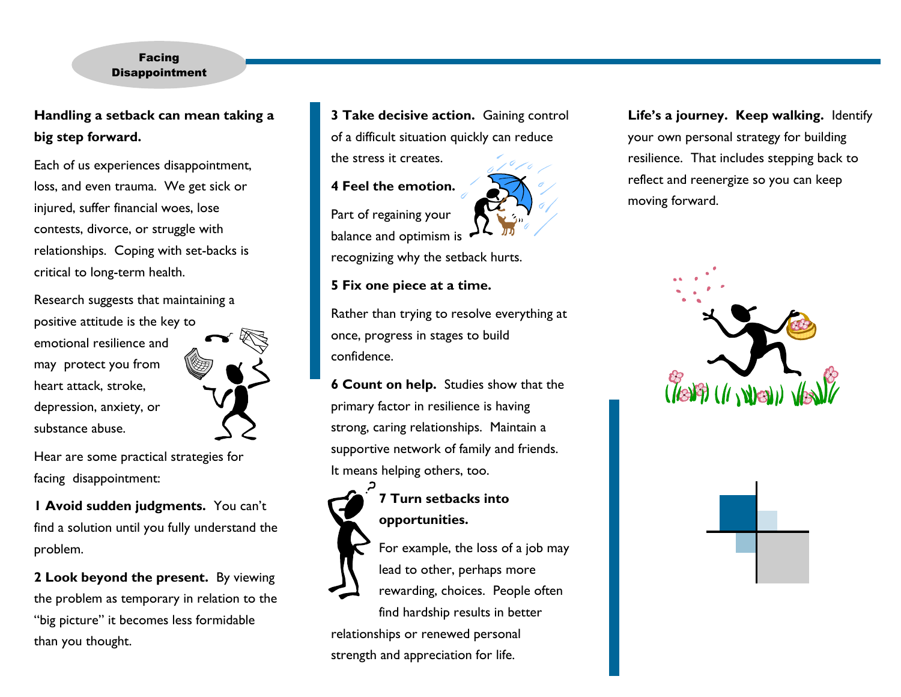## Facing Disappointment

**Handling a setback can mean taking a big step forward.**

Each of us experiences disappointment, loss, and even trauma. We get sick or injured, suffer financial woes, lose contests, divorce, or struggle with relationships. Coping with set-backs is critical to long-term health.

Research suggests that maintaining a positive attitude is the key to emotional resilience and may protect you from heart attack, stroke, depression, anxiety, or substance abuse.

Hear are some practical strategies for facing disappointment:

**1 Avoid sudden judgments.** You can't find a solution until you fully understand the problem.

**2 Look beyond the present.** By viewing the problem as temporary in relation to the "big picture" it becomes less formidable than you thought.

**3 Take decisive action.** Gaining control of a difficult situation quickly can reduce the stress it creates.

**4 Feel the emotion.** Part of regaining your balance and optimism is recognizing why the setback hurts.

**5 Fix one piece at a time.**

Rather than trying to resolve everything at once, progress in stages to build confidence.

**6 Count on help.** Studies show that the primary factor in resilience is having strong, caring relationships. Maintain a supportive network of family and friends. It means helping others, too.

**7 Turn setbacks into opportunities.**

For example, the loss of a job may lead to other, perhaps more rewarding, choices. People often find hardship results in better relationships or renewed personal strength and appreciation for life.

**Life's a journey. Keep walking.** Identify your own personal strategy for building resilience. That includes stepping back to reflect and reenergize so you can keep moving forward.